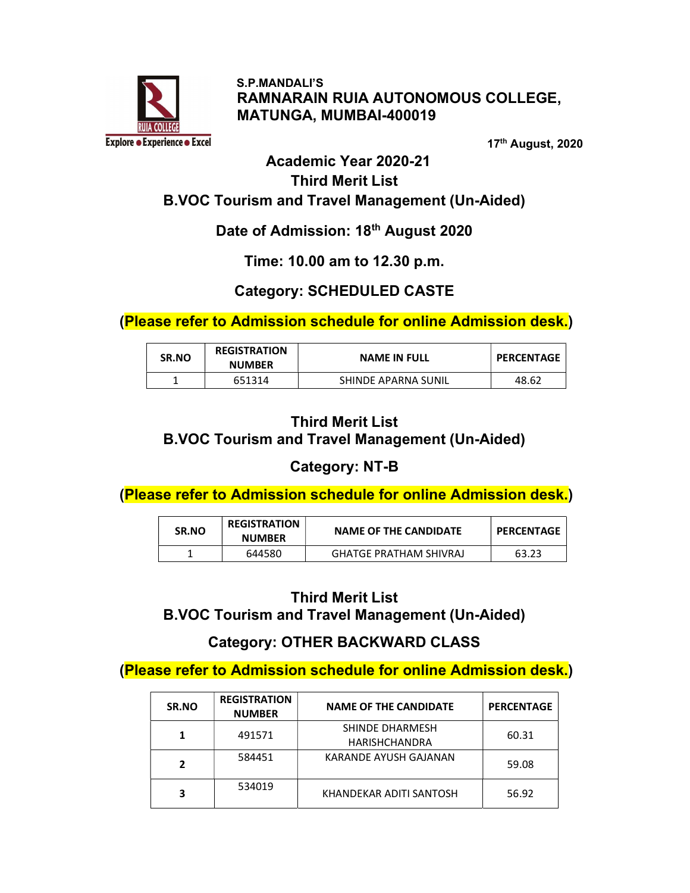S.P.MANDALI'S

**RAMNARAIN RUIA AUTONOMOUS COLLEGE, MATUNGA, MUMBAI-400019**

**17th August, 2020**

## Academic Year 2020-21
## Third Merit List
## B.VOC Tourism and Travel Management (Un-Aided)

### Date of Admission: 18th August 2020

### Time: 10.00 am to 12.30 p.m.

### Category: SCHEDULED CASTE

**(Please refer to Admission schedule for online Admission desk.)**

| SR.NO | REGISTRATION NUMBER | NAME IN FULL | PERCENTAGE |
|---|---|---|---|
| 1 | 651314 | SHINDE APARNA SUNIL | 48.62 |

## Third Merit List
## B.VOC Tourism and Travel Management (Un-Aided)

### Category: NT-B

**(Please refer to Admission schedule for online Admission desk.)**

| SR.NO | REGISTRATION NUMBER | NAME OF THE CANDIDATE | PERCENTAGE |
|---|---|---|---|
| 1 | 644580 | GHATGE PRATHAM SHIVRAJ | 63.23 |

## Third Merit List
## B.VOC Tourism and Travel Management (Un-Aided)

### Category: OTHER BACKWARD CLASS

**(Please refer to Admission schedule for online Admission desk.)**

| SR.NO | REGISTRATION NUMBER | NAME OF THE CANDIDATE | PERCENTAGE |
|---|---|---|---|
| **1** | 491571 | SHINDE DHARMESH HARISHCHANDRA | 60.31 |
| **2** | 584451 | KARANDE AYUSH GAJANAN | 59.08 |
| **3** | 534019 | KHANDEKAR ADITI SANTOSH | 56.92 |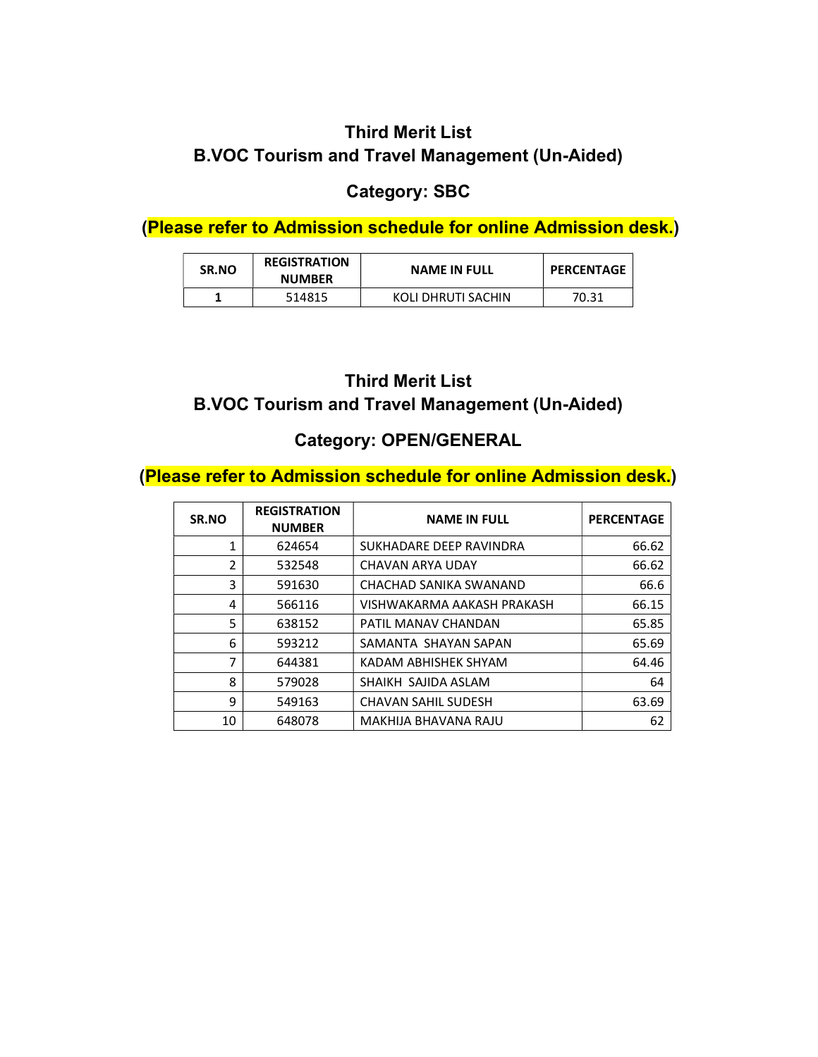## Third Merit List
## B.VOC Tourism and Travel Management (Un-Aided)

### Category: SBC

**(Please refer to Admission schedule for online Admission desk.)**

| SR.NO | REGISTRATION NUMBER | NAME IN FULL | PERCENTAGE |
|---|---|---|---|
| 1 | 514815 | KOLI DHRUTI SACHIN | 70.31 |

## Third Merit List
## B.VOC Tourism and Travel Management (Un-Aided)

### Category: OPEN/GENERAL

**(Please refer to Admission schedule for online Admission desk.)**

| SR.NO | REGISTRATION NUMBER | NAME IN FULL | PERCENTAGE |
|---|---|---|---|
| 1 | 624654 | SUKHADARE DEEP RAVINDRA | 66.62 |
| 2 | 532548 | CHAVAN ARYA UDAY | 66.62 |
| 3 | 591630 | CHACHAD SANIKA SWANAND | 66.6 |
| 4 | 566116 | VISHWAKARMA AAKASH PRAKASH | 66.15 |
| 5 | 638152 | PATIL MANAV CHANDAN | 65.85 |
| 6 | 593212 | SAMANTA SHAYAN SAPAN | 65.69 |
| 7 | 644381 | KADAM ABHISHEK SHYAM | 64.46 |
| 8 | 579028 | SHAIKH SAJIDA ASLAM | 64 |
| 9 | 549163 | CHAVAN SAHIL SUDESH | 63.69 |
| 10 | 648078 | MAKHIJA BHAVANA RAJU | 62 |